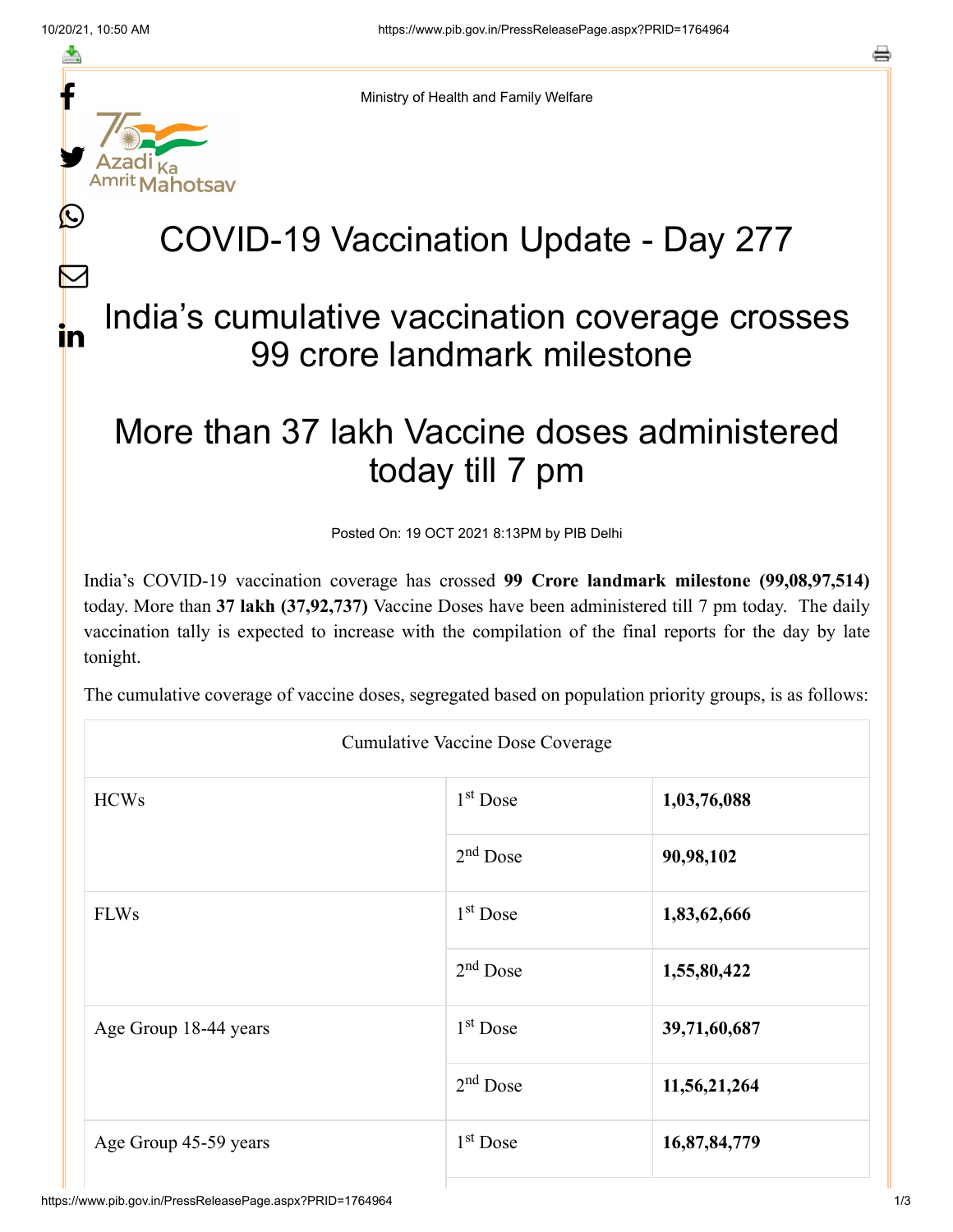Ministry of Health and Family Welfare

# COVID-19 Vaccination Update - Day 277

## India's cumulative vaccination coverage crosses 99 crore landmark milestone

## More than 37 lakh Vaccine doses administered today till 7 pm

Posted On: 19 OCT 2021 8:13PM by PIB Delhi

India's COVID-19 vaccination coverage has crossed **99 Crore landmark milestone (99,08,97,514)** today. More than **37 lakh (37,92,737)** Vaccine Doses have been administered till 7 pm today. The daily vaccination tally is expected to increase with the compilation of the final reports for the day by late tonight.

The cumulative coverage of vaccine doses, segregated based on population priority groups, is as follows:

| Cumulative Vaccine Dose Coverage | | |
|---|---|---|
| HCWs | 1st Dose | **1,03,76,088** |
| | 2nd Dose | **90,98,102** |
| FLWs | 1st Dose | **1,83,62,666** |
| | 2nd Dose | **1,55,80,422** |
| Age Group 18-44 years | 1st Dose | **39,71,60,687** |
| | 2nd Dose | **11,56,21,264** |
| Age Group 45-59 years | 1st Dose | **16,87,84,779** |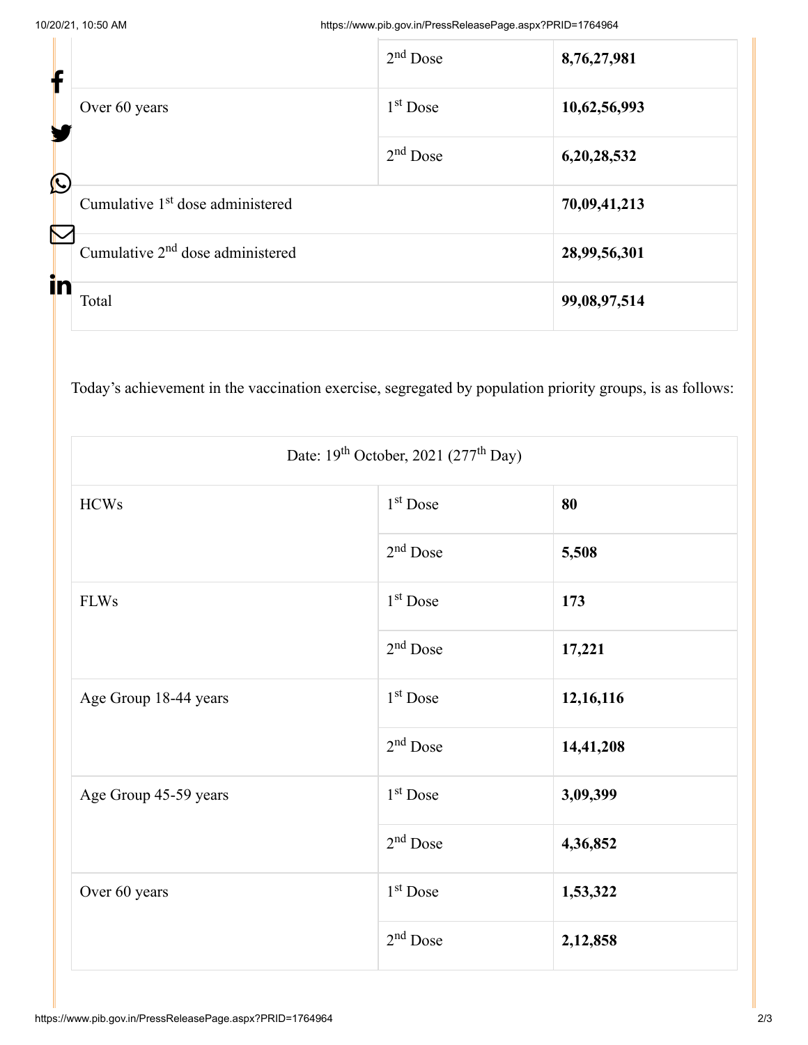| | | |
|---|---|---|
| | 2nd Dose | **8,76,27,981** |
| Over 60 years | 1st Dose | **10,62,56,993** |
| | 2nd Dose | **6,20,28,532** |
| Cumulative 1st dose administered | | **70,09,41,213** |
| Cumulative 2nd dose administered | | **28,99,56,301** |
| Total | | **99,08,97,514** |

Today's achievement in the vaccination exercise, segregated by population priority groups, is as follows:

| Date: 19th October, 2021 (277th Day) | | |
|---|---|---|
| HCWs | 1st Dose | **80** |
| | 2nd Dose | **5,508** |
| FLWs | 1st Dose | **173** |
| | 2nd Dose | **17,221** |
| Age Group 18-44 years | 1st Dose | **12,16,116** |
| | 2nd Dose | **14,41,208** |
| Age Group 45-59 years | 1st Dose | **3,09,399** |
| | 2nd Dose | **4,36,852** |
| Over 60 years | 1st Dose | **1,53,322** |
| | 2nd Dose | **2,12,858** |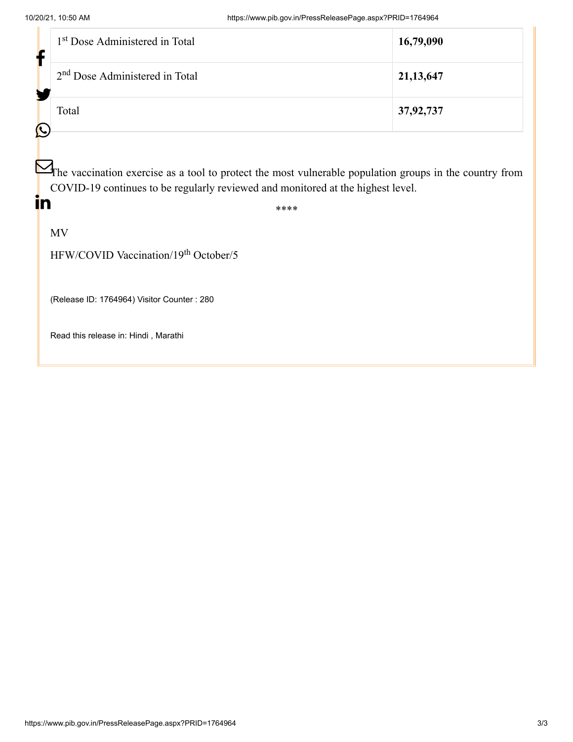| | |
|---|---|
| 1st Dose Administered in Total | **16,79,090** |
| 2nd Dose Administered in Total | **21,13,647** |
| Total | **37,92,737** |

The vaccination exercise as a tool to protect the most vulnerable population groups in the country from COVID-19 continues to be regularly reviewed and monitored at the highest level.

****

MV

HFW/COVID Vaccination/19th October/5

(Release ID: 1764964) Visitor Counter : 280

Read this release in: Hindi , Marathi